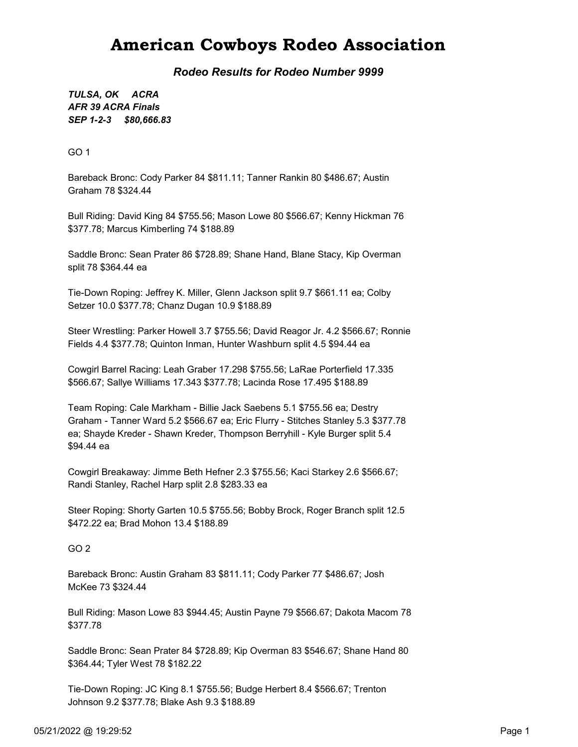# American Cowboys Rodeo Association

***Rodeo Results for Rodeo Number 9999***

***TULSA, OK ACRA***
***AFR 39 ACRA Finals***
***SEP 1-2-3 $80,666.83***

GO 1

Bareback Bronc: Cody Parker 84 $811.11; Tanner Rankin 80 $486.67; Austin Graham 78 $324.44

Bull Riding: David King 84 $755.56; Mason Lowe 80 $566.67; Kenny Hickman 76 $377.78; Marcus Kimberling 74 $188.89

Saddle Bronc: Sean Prater 86 $728.89; Shane Hand, Blane Stacy, Kip Overman split 78 $364.44 ea

Tie-Down Roping: Jeffrey K. Miller, Glenn Jackson split 9.7 $661.11 ea; Colby Setzer 10.0 $377.78; Chanz Dugan 10.9 $188.89

Steer Wrestling: Parker Howell 3.7 $755.56; David Reagor Jr. 4.2 $566.67; Ronnie Fields 4.4 $377.78; Quinton Inman, Hunter Washburn split 4.5 $94.44 ea

Cowgirl Barrel Racing: Leah Graber 17.298 $755.56; LaRae Porterfield 17.335 $566.67; Sallye Williams 17.343 $377.78; Lacinda Rose 17.495 $188.89

Team Roping: Cale Markham - Billie Jack Saebens 5.1 $755.56 ea; Destry Graham - Tanner Ward 5.2 $566.67 ea; Eric Flurry - Stitches Stanley 5.3 $377.78 ea; Shayde Kreder - Shawn Kreder, Thompson Berryhill - Kyle Burger split 5.4 $94.44 ea

Cowgirl Breakaway: Jimme Beth Hefner 2.3 $755.56; Kaci Starkey 2.6 $566.67; Randi Stanley, Rachel Harp split 2.8 $283.33 ea

Steer Roping: Shorty Garten 10.5 $755.56; Bobby Brock, Roger Branch split 12.5 $472.22 ea; Brad Mohon 13.4 $188.89

GO 2

Bareback Bronc: Austin Graham 83 $811.11; Cody Parker 77 $486.67; Josh McKee 73 $324.44

Bull Riding: Mason Lowe 83 $944.45; Austin Payne 79 $566.67; Dakota Macom 78 $377.78

Saddle Bronc: Sean Prater 84 $728.89; Kip Overman 83 $546.67; Shane Hand 80 $364.44; Tyler West 78 $182.22

Tie-Down Roping: JC King 8.1 $755.56; Budge Herbert 8.4 $566.67; Trenton Johnson 9.2 $377.78; Blake Ash 9.3 $188.89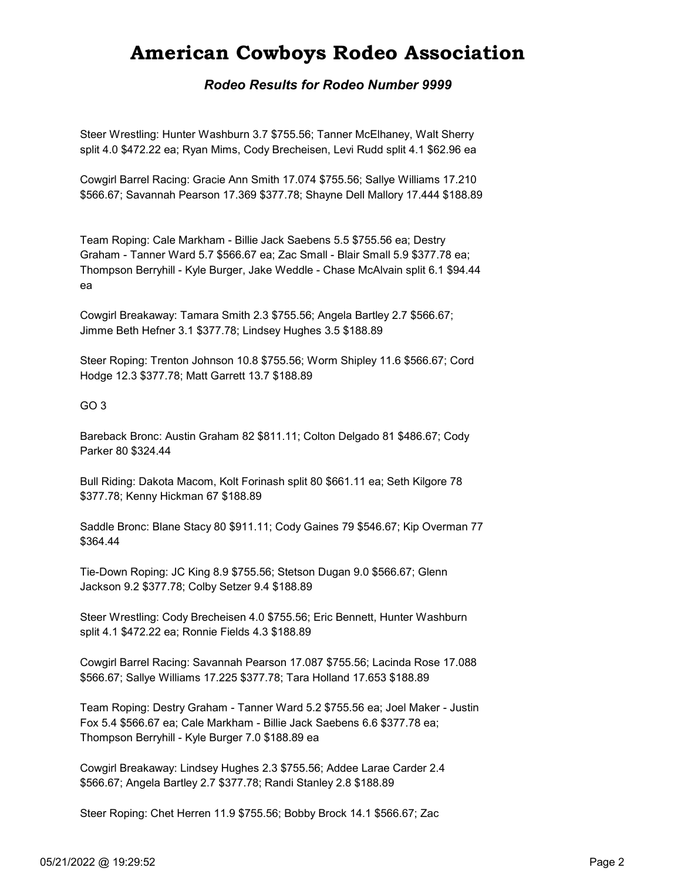# American Cowboys Rodeo Association

***Rodeo Results for Rodeo Number 9999***

Steer Wrestling: Hunter Washburn 3.7 $755.56; Tanner McElhaney, Walt Sherry split 4.0 $472.22 ea; Ryan Mims, Cody Brecheisen, Levi Rudd split 4.1 $62.96 ea

Cowgirl Barrel Racing: Gracie Ann Smith 17.074 $755.56; Sallye Williams 17.210 $566.67; Savannah Pearson 17.369 $377.78; Shayne Dell Mallory 17.444 $188.89

Team Roping: Cale Markham - Billie Jack Saebens 5.5 $755.56 ea; Destry Graham - Tanner Ward 5.7 $566.67 ea; Zac Small - Blair Small 5.9 $377.78 ea; Thompson Berryhill - Kyle Burger, Jake Weddle - Chase McAlvain split 6.1 $94.44 ea

Cowgirl Breakaway: Tamara Smith 2.3 $755.56; Angela Bartley 2.7 $566.67; Jimme Beth Hefner 3.1 $377.78; Lindsey Hughes 3.5 $188.89

Steer Roping: Trenton Johnson 10.8 $755.56; Worm Shipley 11.6 $566.67; Cord Hodge 12.3 $377.78; Matt Garrett 13.7 $188.89

GO 3

Bareback Bronc: Austin Graham 82 $811.11; Colton Delgado 81 $486.67; Cody Parker 80 $324.44

Bull Riding: Dakota Macom, Kolt Forinash split 80 $661.11 ea; Seth Kilgore 78 $377.78; Kenny Hickman 67 $188.89

Saddle Bronc: Blane Stacy 80 $911.11; Cody Gaines 79 $546.67; Kip Overman 77 $364.44

Tie-Down Roping: JC King 8.9 $755.56; Stetson Dugan 9.0 $566.67; Glenn Jackson 9.2 $377.78; Colby Setzer 9.4 $188.89

Steer Wrestling: Cody Brecheisen 4.0 $755.56; Eric Bennett, Hunter Washburn split 4.1 $472.22 ea; Ronnie Fields 4.3 $188.89

Cowgirl Barrel Racing: Savannah Pearson 17.087 $755.56; Lacinda Rose 17.088 $566.67; Sallye Williams 17.225 $377.78; Tara Holland 17.653 $188.89

Team Roping: Destry Graham - Tanner Ward 5.2 $755.56 ea; Joel Maker - Justin Fox 5.4 $566.67 ea; Cale Markham - Billie Jack Saebens 6.6 $377.78 ea; Thompson Berryhill - Kyle Burger 7.0 $188.89 ea

Cowgirl Breakaway: Lindsey Hughes 2.3 $755.56; Addee Larae Carder 2.4 $566.67; Angela Bartley 2.7 $377.78; Randi Stanley 2.8 $188.89

Steer Roping: Chet Herren 11.9 $755.56; Bobby Brock 14.1 $566.67; Zac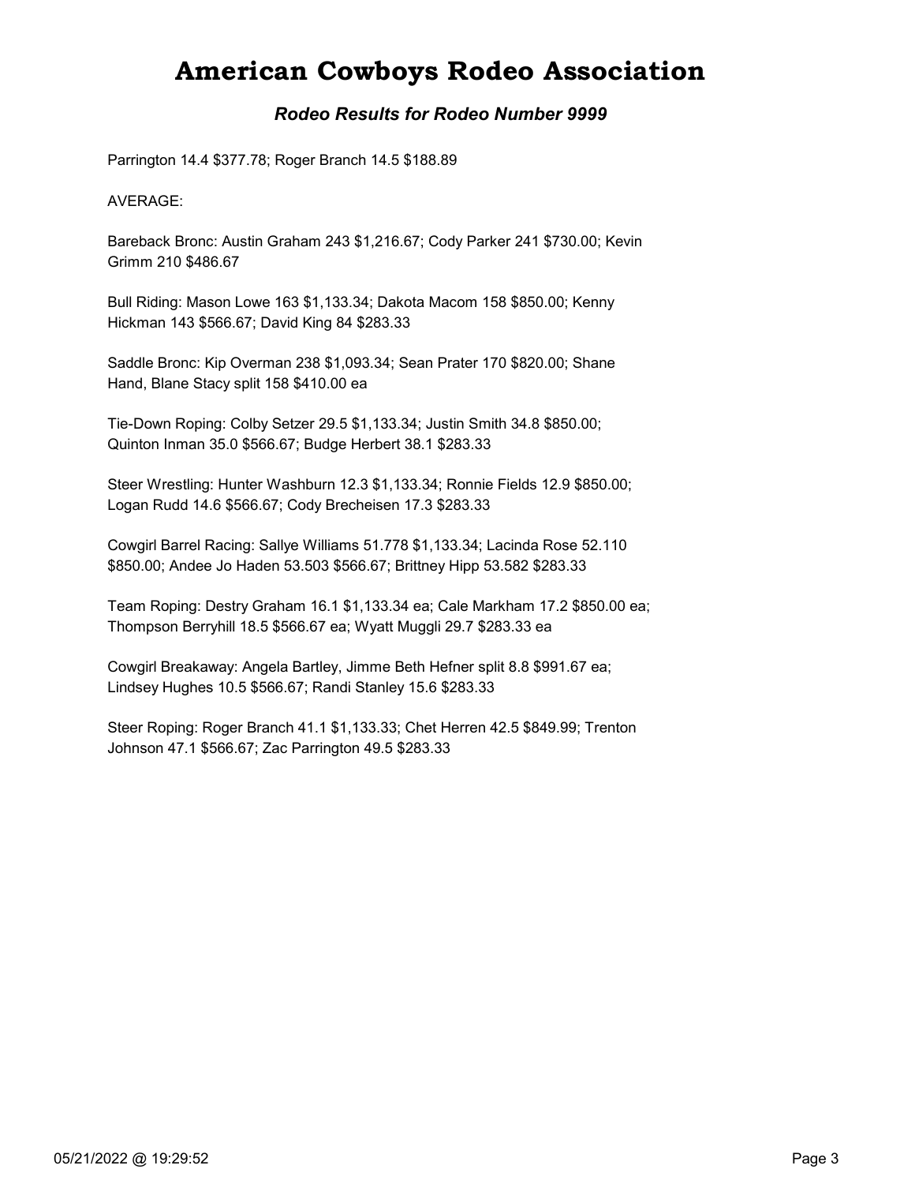Parrington 14.4 $377.78; Roger Branch 14.5 $188.89

AVERAGE:

Bareback Bronc: Austin Graham 243 $1,216.67; Cody Parker 241 $730.00; Kevin Grimm 210 $486.67

Bull Riding: Mason Lowe 163 $1,133.34; Dakota Macom 158 $850.00; Kenny Hickman 143 $566.67; David King 84 $283.33

Saddle Bronc: Kip Overman 238 $1,093.34; Sean Prater 170 $820.00; Shane Hand, Blane Stacy split 158 $410.00 ea

Tie-Down Roping: Colby Setzer 29.5 $1,133.34; Justin Smith 34.8 $850.00; Quinton Inman 35.0 $566.67; Budge Herbert 38.1 $283.33

Steer Wrestling: Hunter Washburn 12.3 $1,133.34; Ronnie Fields 12.9 $850.00; Logan Rudd 14.6 $566.67; Cody Brecheisen 17.3 $283.33

Cowgirl Barrel Racing: Sallye Williams 51.778 $1,133.34; Lacinda Rose 52.110 $850.00; Andee Jo Haden 53.503 $566.67; Brittney Hipp 53.582 $283.33

Team Roping: Destry Graham 16.1 $1,133.34 ea; Cale Markham 17.2 $850.00 ea; Thompson Berryhill 18.5 $566.67 ea; Wyatt Muggli 29.7 $283.33 ea

Cowgirl Breakaway: Angela Bartley, Jimme Beth Hefner split 8.8 $991.67 ea; Lindsey Hughes 10.5 $566.67; Randi Stanley 15.6 $283.33

Steer Roping: Roger Branch 41.1 $1,133.33; Chet Herren 42.5 $849.99; Trenton Johnson 47.1 $566.67; Zac Parrington 49.5 $283.33